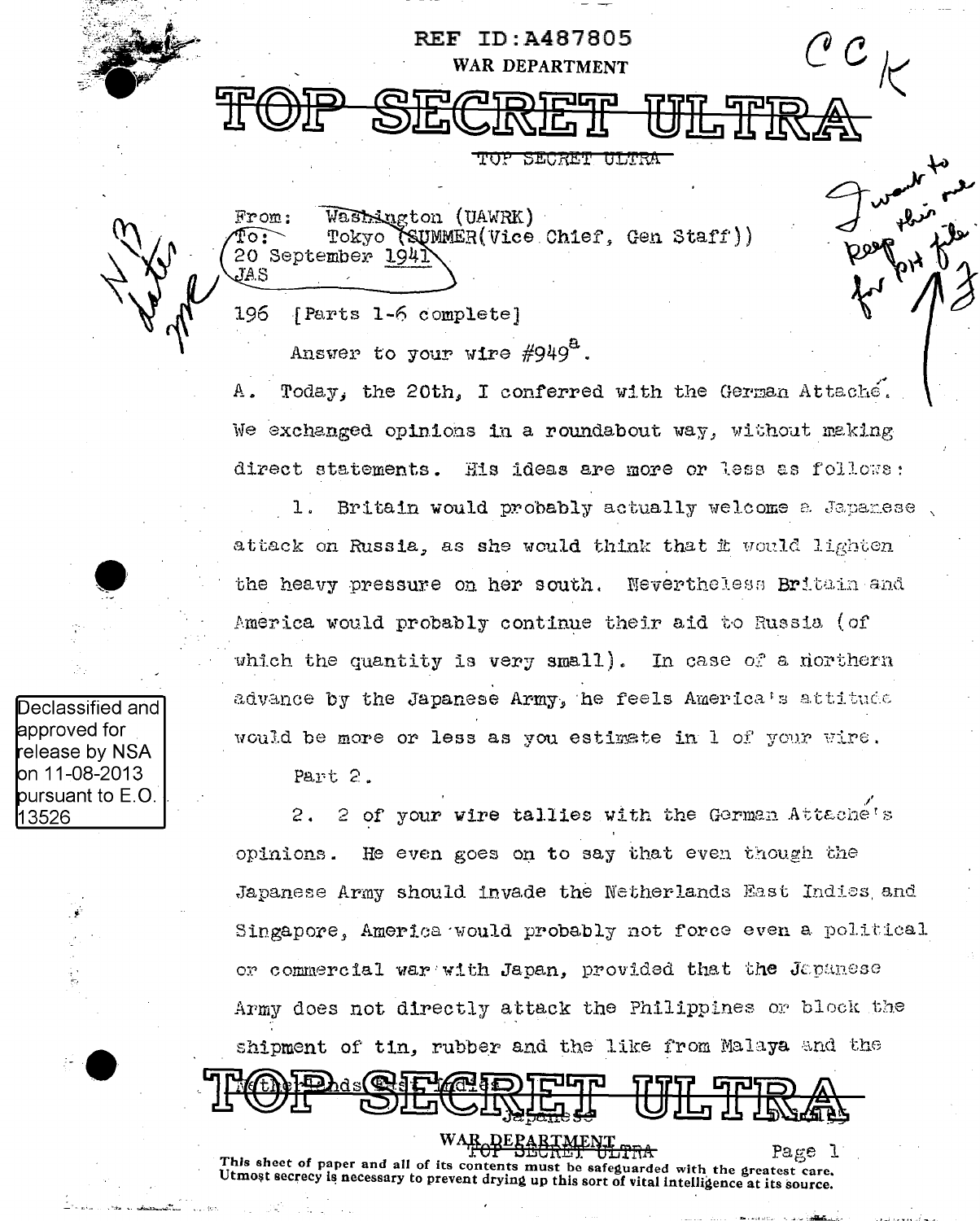REF ID:A487805

WAR DEPARTMENT

# TOP SECRET ULTRA

TOP SECRET ULTRA

CCK

I want to keep this one for PH file. J

N13 dates

From: Washington (UAWRK)
To: Tokyo (SUMMER(Vice Chief, Gen Staff))
20 September 1941
JAS

196 [Parts 1-6 complete]

Answer to your wire #949[a].

A. Today, the 20th, I conferred with the German Attaché. We exchanged opinions in a roundabout way, without making direct statements. His ideas are more or less as follows:

1. Britain would probably actually welcome a Japanese attack on Russia, as she would think that it would lighten the heavy pressure on her south. Nevertheless Britain and America would probably continue their aid to Russia (of which the quantity is very small). In case of a northern advance by the Japanese Army, he feels America's attitude would be more or less as you estimate in 1 of your wire.

Part 2.

2. 2 of your wire tallies with the German Attaché's opinions. He even goes on to say that even though the Japanese Army should invade the Netherlands East Indies and Singapore, America would probably not force even a political or commercial war with Japan, provided that the Japanese Army does not directly attack the Philippines or block the shipment of tin, rubber and the like from Malaya and the Netherlands East Indies.

Declassified and approved for release by NSA on 11-08-2013 pursuant to E.O. 13526

TOP SECRET ULTRA

Japanese

WAR DEPARTMENT

This sheet of paper and all of its contents must be safeguarded with the greatest care. Utmost secrecy is necessary to prevent drying up this sort of vital intelligence at its source.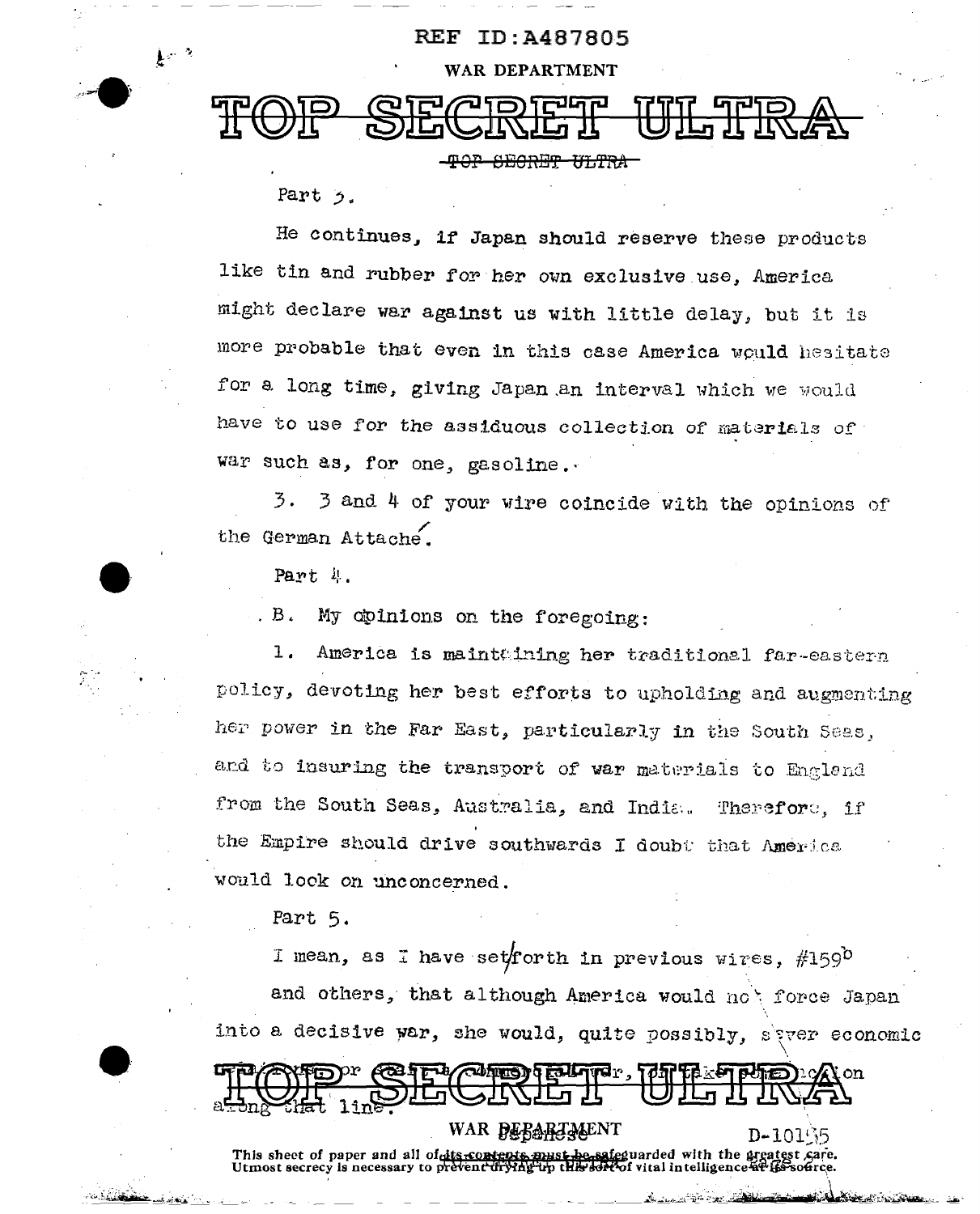Part 3.

He continues, if Japan should reserve these products like tin and rubber for her own exclusive use, America might declare war against us with little delay, but it is more probable that even in this case America would hesitate for a long time, giving Japan an interval which we would have to use for the assiduous collection of materials of war such as, for one, gasoline.

3. 3 and 4 of your wire coincide with the opinions of the German Attaché.

Part 4.

B. My opinions on the foregoing:

1. America is maintaining her traditional far-eastern policy, devoting her best efforts to upholding and augmenting her power in the Far East, particularly in the South Seas, and to insuring the transport of war materials to England from the South Seas, Australia, and India. Therefore, if the Empire should drive southwards I doubt that America would look on unconcerned.

Part 5.

I mean, as I have set forth in previous wires, #159[b] and others, that although America would not force Japan into a decisive war, she would, quite possibly, sever economic trade relations or ... take some action along that line.

D-10195

This sheet of paper and all of its contents must be safeguarded with the greatest care. Utmost secrecy is necessary to prevent drying up this sort of vital intelligence at its source.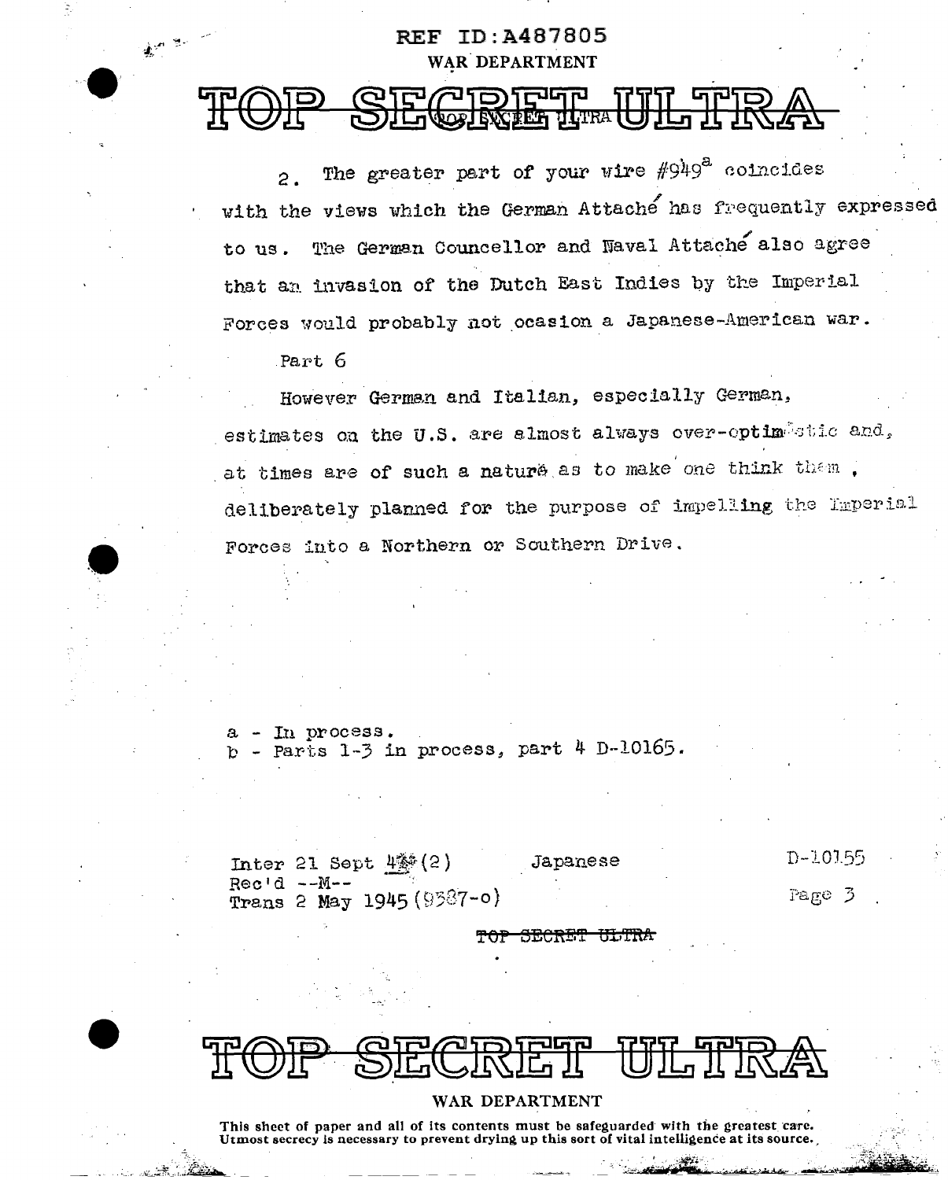REF ID:A487805

WAR DEPARTMENT

# TOP SECRET ULTRA

2. The greater part of your wire #949[a] coincides with the views which the German Attaché has frequently expressed to us. The German Councellor and Naval Attaché also agree that an invasion of the Dutch East Indies by the Imperial Forces would probably not ocasion a Japanese-American war.

Part 6

However German and Italian, especially German, estimates on the U.S. are almost always over-optimistic and, at times are of such a nature as to make one think them, deliberately planned for the purpose of impelling the Imperial Forces into a Northern or Southern Drive.

a - In process.
b - Parts 1-3 in process, part 4 D-10165.

Inter 21 Sept 41 (2) Japanese D-10155
Rec'd --M--
Trans 2 May 1945 (9387-o)

TOP SECRET ULTRA

# TOP SECRET ULTRA

WAR DEPARTMENT

This sheet of paper and all of its contents must be safeguarded with the greatest care. Utmost secrecy is necessary to prevent drying up this sort of vital intelligence at its source.